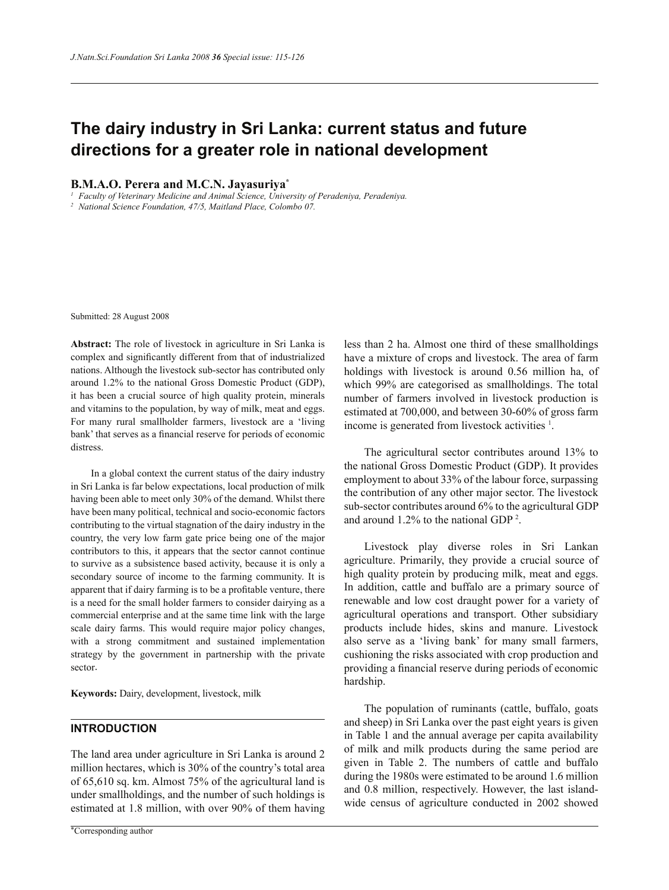# The dairy industry in Sri Lanka: current status and future directions for a greater role in national development

**B.M.A.O. Perera and M.C.N. Jayasuriya***

[1] *Faculty of Veterinary Medicine and Animal Science, University of Peradeniya, Peradeniya.*

[2] *National Science Foundation, 47/5, Maitland Place, Colombo 07.*

Submitted: 28 August 2008

**Abstract:** The role of livestock in agriculture in Sri Lanka is complex and significantly different from that of industrialized nations. Although the livestock sub-sector has contributed only around 1.2% to the national Gross Domestic Product (GDP), it has been a crucial source of high quality protein, minerals and vitamins to the population, by way of milk, meat and eggs. For many rural smallholder farmers, livestock are a 'living bank' that serves as a financial reserve for periods of economic distress.

In a global context the current status of the dairy industry in Sri Lanka is far below expectations, local production of milk having been able to meet only 30% of the demand. Whilst there have been many political, technical and socio-economic factors contributing to the virtual stagnation of the dairy industry in the country, the very low farm gate price being one of the major contributors to this, it appears that the sector cannot continue to survive as a subsistence based activity, because it is only a secondary source of income to the farming community. It is apparent that if dairy farming is to be a profitable venture, there is a need for the small holder farmers to consider dairying as a commercial enterprise and at the same time link with the large scale dairy farms. This would require major policy changes, with a strong commitment and sustained implementation strategy by the government in partnership with the private sector.

**Keywords:** Dairy, development, livestock, milk

## INTRODUCTION

The land area under agriculture in Sri Lanka is around 2 million hectares, which is 30% of the country's total area of 65,610 sq. km. Almost 75% of the agricultural land is under smallholdings, and the number of such holdings is estimated at 1.8 million, with over 90% of them having less than 2 ha. Almost one third of these smallholdings have a mixture of crops and livestock. The area of farm holdings with livestock is around 0.56 million ha, of which 99% are categorised as smallholdings. The total number of farmers involved in livestock production is estimated at 700,000, and between 30-60% of gross farm income is generated from livestock activities [1].

The agricultural sector contributes around 13% to the national Gross Domestic Product (GDP). It provides employment to about 33% of the labour force, surpassing the contribution of any other major sector. The livestock sub-sector contributes around 6% to the agricultural GDP and around 1.2% to the national GDP [2].

Livestock play diverse roles in Sri Lankan agriculture. Primarily, they provide a crucial source of high quality protein by producing milk, meat and eggs. In addition, cattle and buffalo are a primary source of renewable and low cost draught power for a variety of agricultural operations and transport. Other subsidiary products include hides, skins and manure. Livestock also serve as a 'living bank' for many small farmers, cushioning the risks associated with crop production and providing a financial reserve during periods of economic hardship.

The population of ruminants (cattle, buffalo, goats and sheep) in Sri Lanka over the past eight years is given in Table 1 and the annual average per capita availability of milk and milk products during the same period are given in Table 2. The numbers of cattle and buffalo during the 1980s were estimated to be around 1.6 million and 0.8 million, respectively. However, the last island-wide census of agriculture conducted in 2002 showed

*Corresponding author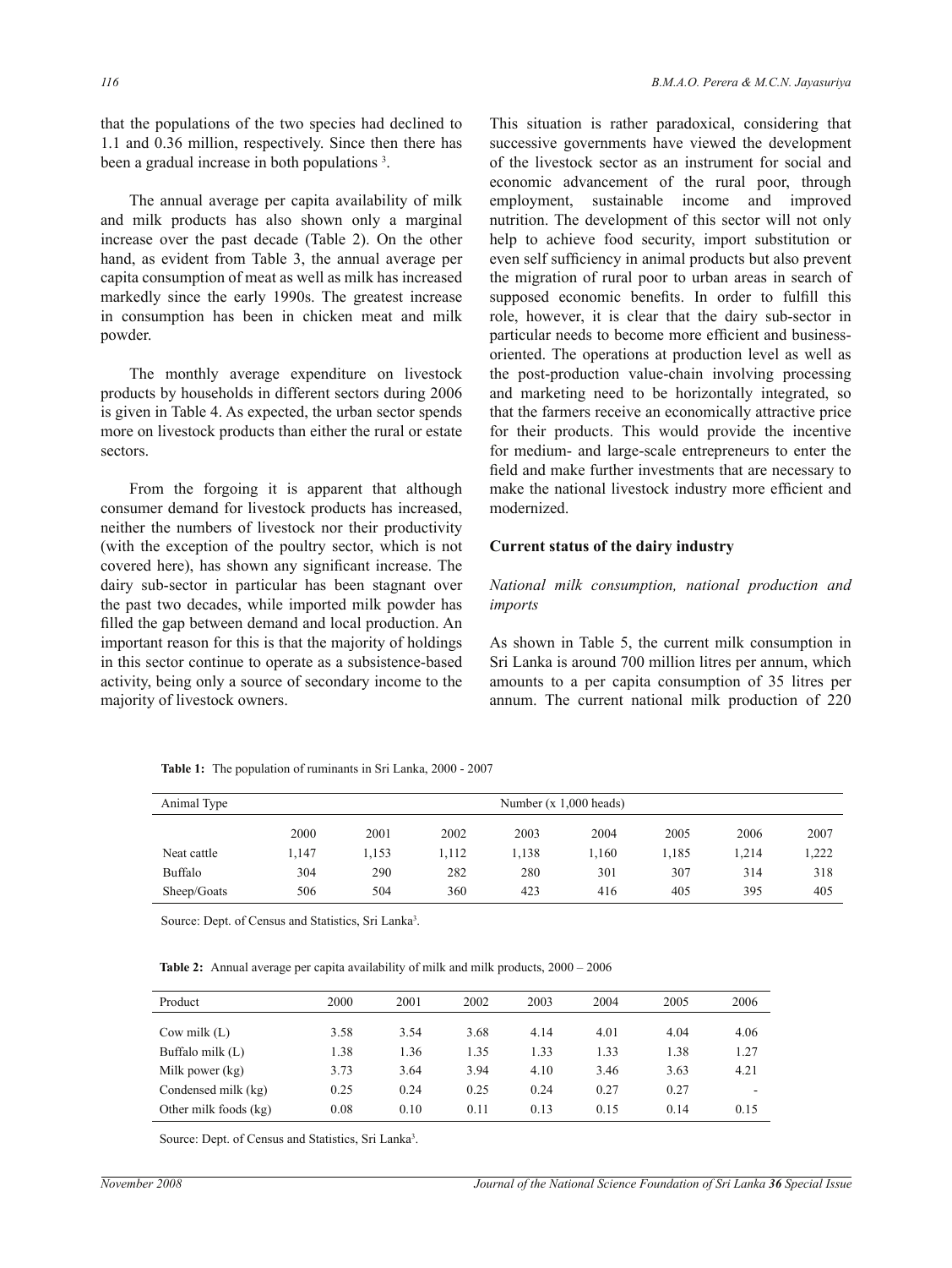that the populations of the two species had declined to 1.1 and 0.36 million, respectively. Since then there has been a gradual increase in both populations [3].

The annual average per capita availability of milk and milk products has also shown only a marginal increase over the past decade (Table 2). On the other hand, as evident from Table 3, the annual average per capita consumption of meat as well as milk has increased markedly since the early 1990s. The greatest increase in consumption has been in chicken meat and milk powder.

The monthly average expenditure on livestock products by households in different sectors during 2006 is given in Table 4. As expected, the urban sector spends more on livestock products than either the rural or estate sectors.

From the forgoing it is apparent that although consumer demand for livestock products has increased, neither the numbers of livestock nor their productivity (with the exception of the poultry sector, which is not covered here), has shown any significant increase. The dairy sub-sector in particular has been stagnant over the past two decades, while imported milk powder has filled the gap between demand and local production. An important reason for this is that the majority of holdings in this sector continue to operate as a subsistence-based activity, being only a source of secondary income to the majority of livestock owners.

This situation is rather paradoxical, considering that successive governments have viewed the development of the livestock sector as an instrument for social and economic advancement of the rural poor, through employment, sustainable income and improved nutrition. The development of this sector will not only help to achieve food security, import substitution or even self sufficiency in animal products but also prevent the migration of rural poor to urban areas in search of supposed economic benefits. In order to fulfill this role, however, it is clear that the dairy sub-sector in particular needs to become more efficient and business-oriented. The operations at production level as well as the post-production value-chain involving processing and marketing need to be horizontally integrated, so that the farmers receive an economically attractive price for their products. This would provide the incentive for medium- and large-scale entrepreneurs to enter the field and make further investments that are necessary to make the national livestock industry more efficient and modernized.

## Current status of the dairy industry

### *National milk consumption, national production and imports*

As shown in Table 5, the current milk consumption in Sri Lanka is around 700 million litres per annum, which amounts to a per capita consumption of 35 litres per annum. The current national milk production of 220

**Table 1:** The population of ruminants in Sri Lanka, 2000 - 2007

| Animal Type | Number (x 1,000 heads) | | | | | | | |
|---|---|---|---|---|---|---|---|---|
| | 2000 | 2001 | 2002 | 2003 | 2004 | 2005 | 2006 | 2007 |
| Neat cattle | 1,147 | 1,153 | 1,112 | 1,138 | 1,160 | 1,185 | 1,214 | 1,222 |
| Buffalo | 304 | 290 | 282 | 280 | 301 | 307 | 314 | 318 |
| Sheep/Goats | 506 | 504 | 360 | 423 | 416 | 405 | 395 | 405 |

Source: Dept. of Census and Statistics, Sri Lanka[3].

**Table 2:** Annual average per capita availability of milk and milk products, 2000 – 2006

| Product | 2000 | 2001 | 2002 | 2003 | 2004 | 2005 | 2006 |
|---|---|---|---|---|---|---|---|
| Cow milk (L) | 3.58 | 3.54 | 3.68 | 4.14 | 4.01 | 4.04 | 4.06 |
| Buffalo milk (L) | 1.38 | 1.36 | 1.35 | 1.33 | 1.33 | 1.38 | 1.27 |
| Milk power (kg) | 3.73 | 3.64 | 3.94 | 4.10 | 3.46 | 3.63 | 4.21 |
| Condensed milk (kg) | 0.25 | 0.24 | 0.25 | 0.24 | 0.27 | 0.27 | - |
| Other milk foods (kg) | 0.08 | 0.10 | 0.11 | 0.13 | 0.15 | 0.14 | 0.15 |

Source: Dept. of Census and Statistics, Sri Lanka[3].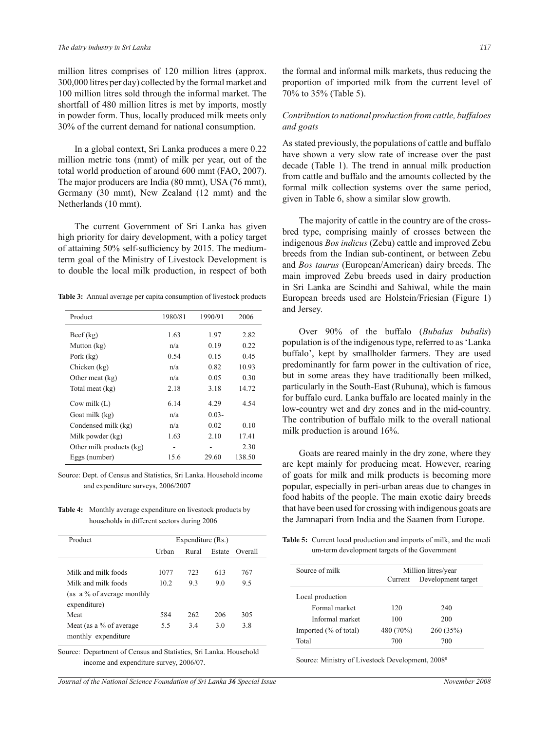million litres comprises of 120 million litres (approx. 300,000 litres per day) collected by the formal market and 100 million litres sold through the informal market. The shortfall of 480 million litres is met by imports, mostly in powder form. Thus, locally produced milk meets only 30% of the current demand for national consumption.

In a global context, Sri Lanka produces a mere 0.22 million metric tons (mmt) of milk per year, out of the total world production of around 600 mmt (FAO, 2007). The major producers are India (80 mmt), USA (76 mmt), Germany (30 mmt), New Zealand (12 mmt) and the Netherlands (10 mmt).

The current Government of Sri Lanka has given high priority for dairy development, with a policy target of attaining 50% self-sufficiency by 2015. The medium-term goal of the Ministry of Livestock Development is to double the local milk production, in respect of both the formal and informal milk markets, thus reducing the proportion of imported milk from the current level of 70% to 35% (Table 5).

**Table 3:** Annual average per capita consumption of livestock products

| Product | 1980/81 | 1990/91 | 2006 |
|---|---|---|---|
| Beef (kg) | 1.63 | 1.97 | 2.82 |
| Mutton (kg) | n/a | 0.19 | 0.22 |
| Pork (kg) | 0.54 | 0.15 | 0.45 |
| Chicken (kg) | n/a | 0.82 | 10.93 |
| Other meat (kg) | n/a | 0.05 | 0.30 |
| Total meat (kg) | 2.18 | 3.18 | 14.72 |
| Cow milk (L) | 6.14 | 4.29 | 4.54 |
| Goat milk (kg) | n/a | 0.03- | |
| Condensed milk (kg) | n/a | 0.02 | 0.10 |
| Milk powder (kg) | 1.63 | 2.10 | 17.41 |
| Other milk products (kg) | - | - | 2.30 |
| Eggs (number) | 15.6 | 29.60 | 138.50 |

Source: Dept. of Census and Statistics, Sri Lanka. Household income and expenditure surveys, 2006/2007

**Table 4:** Monthly average expenditure on livestock products by households in different sectors during 2006

| Product | Expenditure (Rs.) | | | |
|---|---|---|---|---|
| | Urban | Rural | Estate | Overall |
| Milk and milk foods | 1077 | 723 | 613 | 767 |
| Milk and milk foods (as a % of average monthly expenditure) | 10.2 | 9.3 | 9.0 | 9.5 |
| Meat | 584 | 262 | 206 | 305 |
| Meat (as a % of average monthly expenditure | 5.5 | 3.4 | 3.0 | 3.8 |

Source: Department of Census and Statistics, Sri Lanka. Household income and expenditure survey, 2006/07.

### *Contribution to national production from cattle, buffaloes and goats*

As stated previously, the populations of cattle and buffalo have shown a very slow rate of increase over the past decade (Table 1). The trend in annual milk production from cattle and buffalo and the amounts collected by the formal milk collection systems over the same period, given in Table 6, show a similar slow growth.

The majority of cattle in the country are of the cross-bred type, comprising mainly of crosses between the indigenous *Bos indicus* (Zebu) cattle and improved Zebu breeds from the Indian sub-continent, or between Zebu and *Bos taurus* (European/American) dairy breeds. The main improved Zebu breeds used in dairy production in Sri Lanka are Scindhi and Sahiwal, while the main European breeds used are Holstein/Friesian (Figure 1) and Jersey.

Over 90% of the buffalo (*Bubalus bubalis*) population is of the indigenous type, referred to as 'Lanka buffalo', kept by smallholder farmers. They are used predominantly for farm power in the cultivation of rice, but in some areas they have traditionally been milked, particularly in the South-East (Ruhuna), which is famous for buffalo curd. Lanka buffalo are located mainly in the low-country wet and dry zones and in the mid-country. The contribution of buffalo milk to the overall national milk production is around 16%.

Goats are reared mainly in the dry zone, where they are kept mainly for producing meat. However, rearing of goats for milk and milk products is becoming more popular, especially in peri-urban areas due to changes in food habits of the people. The main exotic dairy breeds that have been used for crossing with indigenous goats are the Jamnapari from India and the Saanen from Europe.

**Table 5:** Current local production and imports of milk, and the medium-term development targets of the Government

| Source of milk | Million litres/year | |
|---|---|---|
| | Current | Development target |
| Local production | | |
| Formal market | 120 | 240 |
| Informal market | 100 | 200 |
| Imported (% of total) | 480 (70%) | 260 (35%) |
| Total | 700 | 700 |

Source: Ministry of Livestock Development, 2008[8]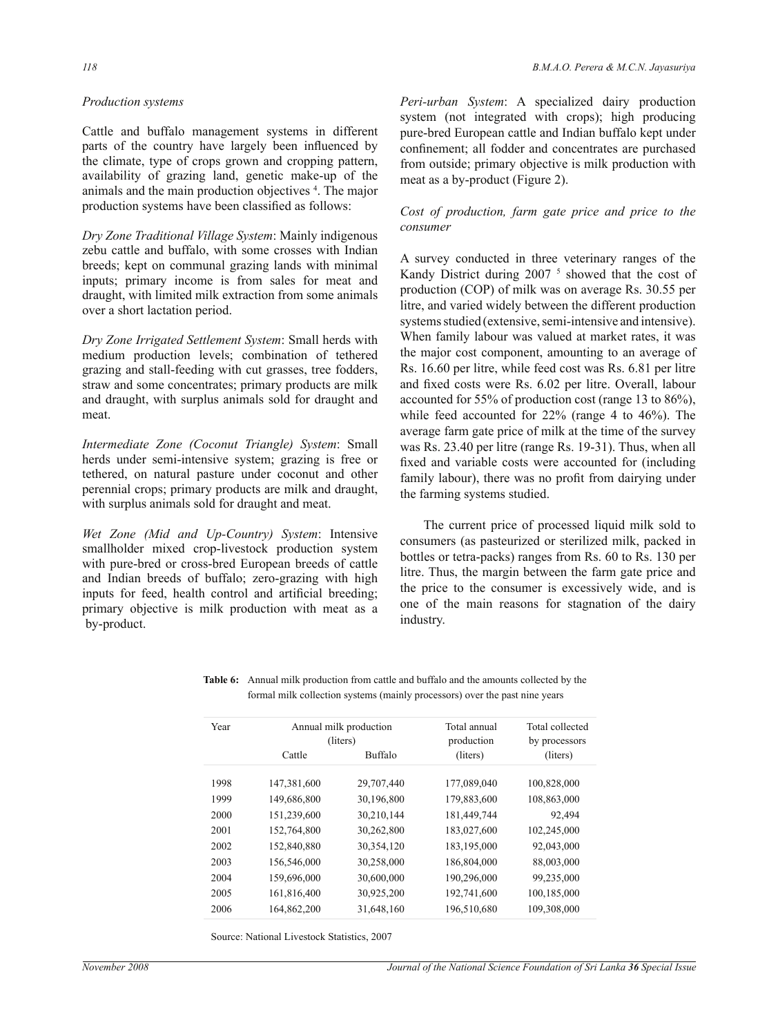*Production systems*

Cattle and buffalo management systems in different parts of the country have largely been influenced by the climate, type of crops grown and cropping pattern, availability of grazing land, genetic make-up of the animals and the main production objectives [4]. The major production systems have been classified as follows:

*Dry Zone Traditional Village System*: Mainly indigenous zebu cattle and buffalo, with some crosses with Indian breeds; kept on communal grazing lands with minimal inputs; primary income is from sales for meat and draught, with limited milk extraction from some animals over a short lactation period.

*Dry Zone Irrigated Settlement System*: Small herds with medium production levels; combination of tethered grazing and stall-feeding with cut grasses, tree fodders, straw and some concentrates; primary products are milk and draught, with surplus animals sold for draught and meat.

*Intermediate Zone (Coconut Triangle) System*: Small herds under semi-intensive system; grazing is free or tethered, on natural pasture under coconut and other perennial crops; primary products are milk and draught, with surplus animals sold for draught and meat.

*Wet Zone (Mid and Up-Country) System*: Intensive smallholder mixed crop-livestock production system with pure-bred or cross-bred European breeds of cattle and Indian breeds of buffalo; zero-grazing with high inputs for feed, health control and artificial breeding; primary objective is milk production with meat as a by-product.

*Peri-urban System*: A specialized dairy production system (not integrated with crops); high producing pure-bred European cattle and Indian buffalo kept under confinement; all fodder and concentrates are purchased from outside; primary objective is milk production with meat as a by-product (Figure 2).

*Cost of production, farm gate price and price to the consumer*

A survey conducted in three veterinary ranges of the Kandy District during 2007 [5] showed that the cost of production (COP) of milk was on average Rs. 30.55 per litre, and varied widely between the different production systems studied (extensive, semi-intensive and intensive). When family labour was valued at market rates, it was the major cost component, amounting to an average of Rs. 16.60 per litre, while feed cost was Rs. 6.81 per litre and fixed costs were Rs. 6.02 per litre. Overall, labour accounted for 55% of production cost (range 13 to 86%), while feed accounted for 22% (range 4 to 46%). The average farm gate price of milk at the time of the survey was Rs. 23.40 per litre (range Rs. 19-31). Thus, when all fixed and variable costs were accounted for (including family labour), there was no profit from dairying under the farming systems studied.

The current price of processed liquid milk sold to consumers (as pasteurized or sterilized milk, packed in bottles or tetra-packs) ranges from Rs. 60 to Rs. 130 per litre. Thus, the margin between the farm gate price and the price to the consumer is excessively wide, and is one of the main reasons for stagnation of the dairy industry.

**Table 6:** Annual milk production from cattle and buffalo and the amounts collected by the formal milk collection systems (mainly processors) over the past nine years

| Year | Annual milk production (liters) | | Total annual production (liters) | Total collected by processors (liters) |
|---|---|---|---|---|
| | Cattle | Buffalo | | |
| 1998 | 147,381,600 | 29,707,440 | 177,089,040 | 100,828,000 |
| 1999 | 149,686,800 | 30,196,800 | 179,883,600 | 108,863,000 |
| 2000 | 151,239,600 | 30,210,144 | 181,449,744 | 92,494 |
| 2001 | 152,764,800 | 30,262,800 | 183,027,600 | 102,245,000 |
| 2002 | 152,840,880 | 30,354,120 | 183,195,000 | 92,043,000 |
| 2003 | 156,546,000 | 30,258,000 | 186,804,000 | 88,003,000 |
| 2004 | 159,696,000 | 30,600,000 | 190,296,000 | 99,235,000 |
| 2005 | 161,816,400 | 30,925,200 | 192,741,600 | 100,185,000 |
| 2006 | 164,862,200 | 31,648,160 | 196,510,680 | 109,308,000 |

Source: National Livestock Statistics, 2007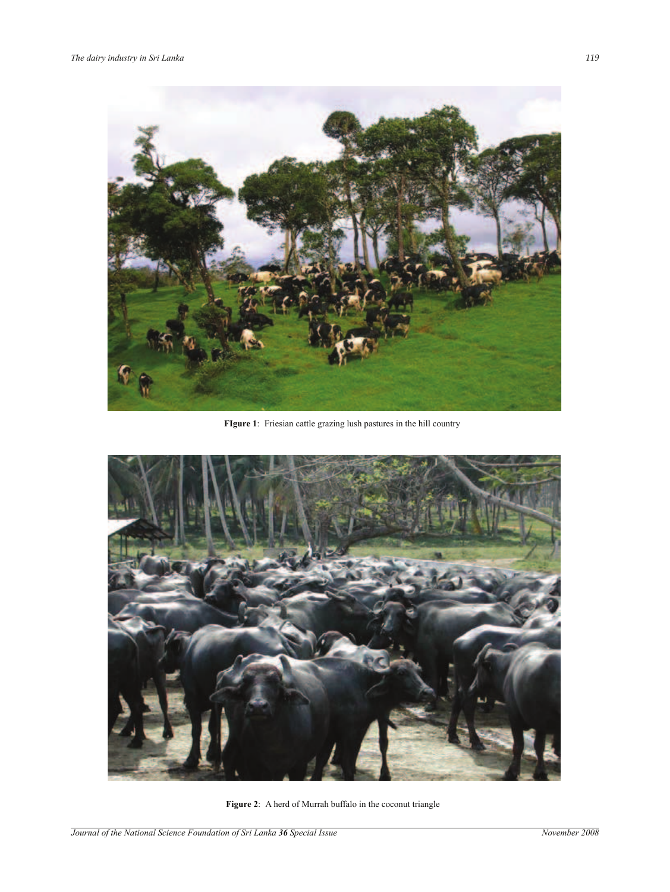**FIgure 1**: Friesian cattle grazing lush pastures in the hill country

**Figure 2**: A herd of Murrah buffalo in the coconut triangle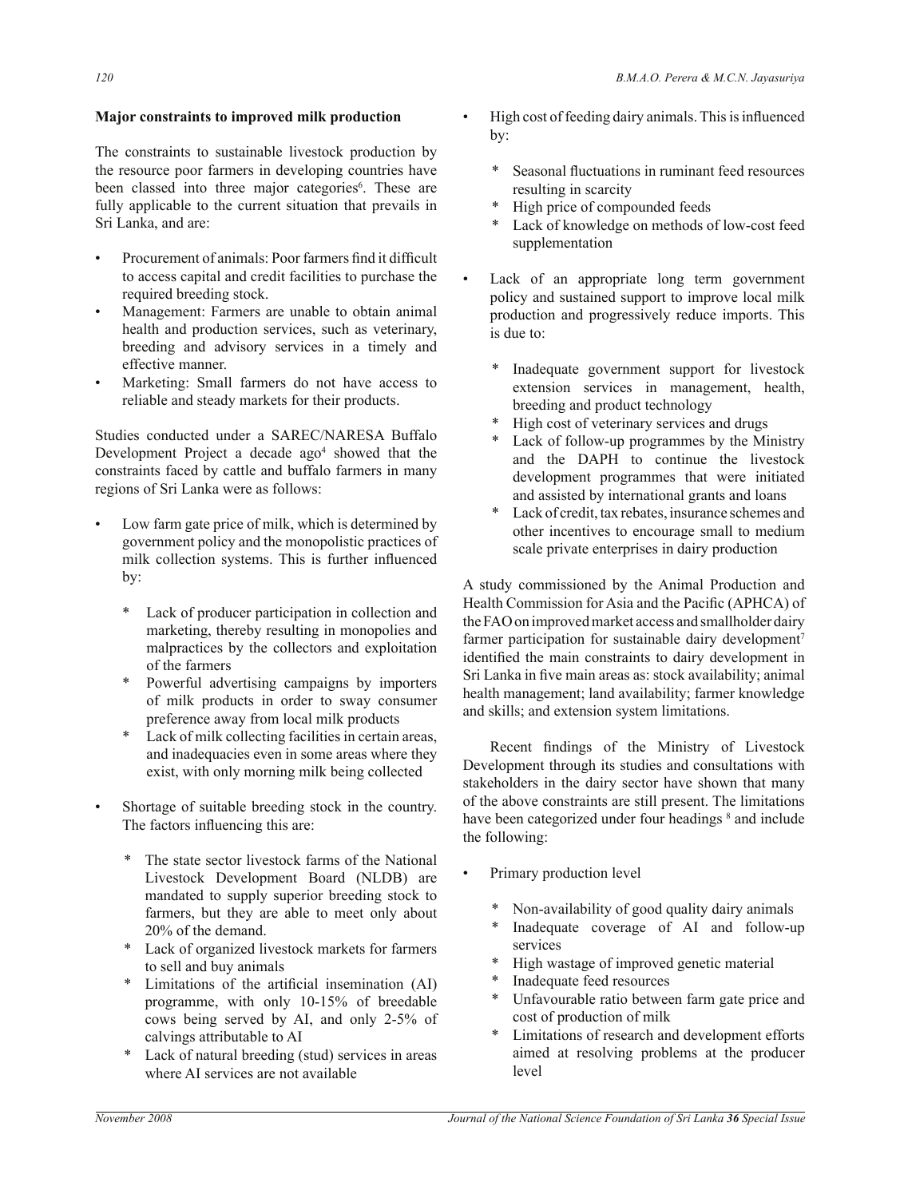**Major constraints to improved milk production**

The constraints to sustainable livestock production by the resource poor farmers in developing countries have been classed into three major categories[6]. These are fully applicable to the current situation that prevails in Sri Lanka, and are:

- Procurement of animals: Poor farmers find it difficult to access capital and credit facilities to purchase the required breeding stock.
- Management: Farmers are unable to obtain animal health and production services, such as veterinary, breeding and advisory services in a timely and effective manner.
- Marketing: Small farmers do not have access to reliable and steady markets for their products.

Studies conducted under a SAREC/NARESA Buffalo Development Project a decade ago[4] showed that the constraints faced by cattle and buffalo farmers in many regions of Sri Lanka were as follows:

- Low farm gate price of milk, which is determined by government policy and the monopolistic practices of milk collection systems. This is further influenced by:
  - Lack of producer participation in collection and marketing, thereby resulting in monopolies and malpractices by the collectors and exploitation of the farmers
  - Powerful advertising campaigns by importers of milk products in order to sway consumer preference away from local milk products
  - Lack of milk collecting facilities in certain areas, and inadequacies even in some areas where they exist, with only morning milk being collected
- Shortage of suitable breeding stock in the country. The factors influencing this are:
  - The state sector livestock farms of the National Livestock Development Board (NLDB) are mandated to supply superior breeding stock to farmers, but they are able to meet only about 20% of the demand.
  - Lack of organized livestock markets for farmers to sell and buy animals
  - Limitations of the artificial insemination (AI) programme, with only 10-15% of breedable cows being served by AI, and only 2-5% of calvings attributable to AI
  - Lack of natural breeding (stud) services in areas where AI services are not available
- High cost of feeding dairy animals. This is influenced by:
  - Seasonal fluctuations in ruminant feed resources resulting in scarcity
  - High price of compounded feeds
  - Lack of knowledge on methods of low-cost feed supplementation
- Lack of an appropriate long term government policy and sustained support to improve local milk production and progressively reduce imports. This is due to:
  - Inadequate government support for livestock extension services in management, health, breeding and product technology
  - High cost of veterinary services and drugs
  - Lack of follow-up programmes by the Ministry and the DAPH to continue the livestock development programmes that were initiated and assisted by international grants and loans
  - Lack of credit, tax rebates, insurance schemes and other incentives to encourage small to medium scale private enterprises in dairy production

A study commissioned by the Animal Production and Health Commission for Asia and the Pacific (APHCA) of the FAO on improved market access and smallholder dairy farmer participation for sustainable dairy development[7] identified the main constraints to dairy development in Sri Lanka in five main areas as: stock availability; animal health management; land availability; farmer knowledge and skills; and extension system limitations.

Recent findings of the Ministry of Livestock Development through its studies and consultations with stakeholders in the dairy sector have shown that many of the above constraints are still present. The limitations have been categorized under four headings [8] and include the following:

- Primary production level
  - Non-availability of good quality dairy animals
  - Inadequate coverage of AI and follow-up services
  - High wastage of improved genetic material
  - Inadequate feed resources
  - Unfavourable ratio between farm gate price and cost of production of milk
  - Limitations of research and development efforts aimed at resolving problems at the producer level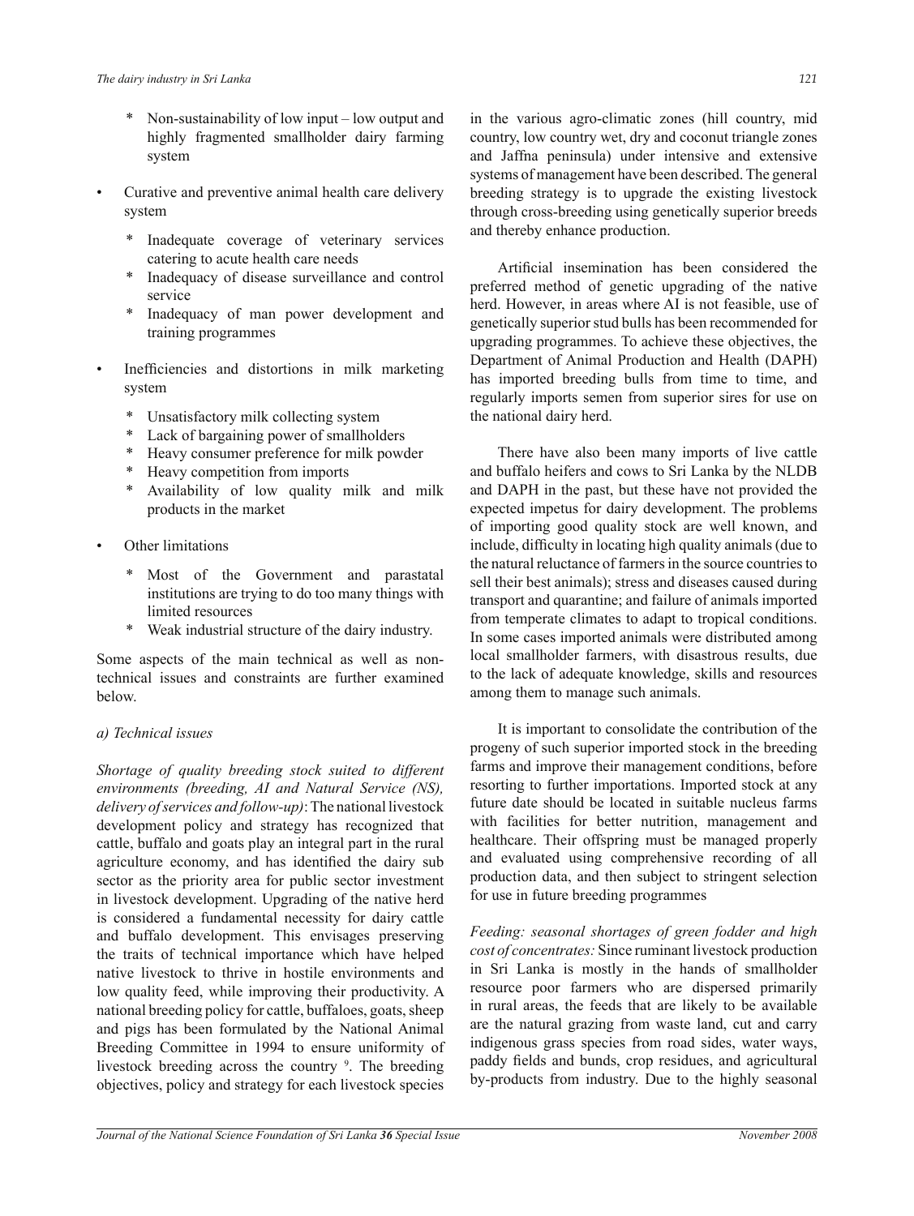* Non-sustainability of low input – low output and highly fragmented smallholder dairy farming system

- Curative and preventive animal health care delivery system
  * Inadequate coverage of veterinary services catering to acute health care needs
  * Inadequacy of disease surveillance and control service
  * Inadequacy of man power development and training programmes

- Inefficiencies and distortions in milk marketing system
  * Unsatisfactory milk collecting system
  * Lack of bargaining power of smallholders
  * Heavy consumer preference for milk powder
  * Heavy competition from imports
  * Availability of low quality milk and milk products in the market

- Other limitations
  * Most of the Government and parastatal institutions are trying to do too many things with limited resources
  * Weak industrial structure of the dairy industry.

Some aspects of the main technical as well as non-technical issues and constraints are further examined below.

*a) Technical issues*

*Shortage of quality breeding stock suited to different environments (breeding, AI and Natural Service (NS), delivery of services and follow-up)*: The national livestock development policy and strategy has recognized that cattle, buffalo and goats play an integral part in the rural agriculture economy, and has identified the dairy sub sector as the priority area for public sector investment in livestock development. Upgrading of the native herd is considered a fundamental necessity for dairy cattle and buffalo development. This envisages preserving the traits of technical importance which have helped native livestock to thrive in hostile environments and low quality feed, while improving their productivity. A national breeding policy for cattle, buffaloes, goats, sheep and pigs has been formulated by the National Animal Breeding Committee in 1994 to ensure uniformity of livestock breeding across the country [9]. The breeding objectives, policy and strategy for each livestock species in the various agro-climatic zones (hill country, mid country, low country wet, dry and coconut triangle zones and Jaffna peninsula) under intensive and extensive systems of management have been described. The general breeding strategy is to upgrade the existing livestock through cross-breeding using genetically superior breeds and thereby enhance production.

Artificial insemination has been considered the preferred method of genetic upgrading of the native herd. However, in areas where AI is not feasible, use of genetically superior stud bulls has been recommended for upgrading programmes. To achieve these objectives, the Department of Animal Production and Health (DAPH) has imported breeding bulls from time to time, and regularly imports semen from superior sires for use on the national dairy herd.

There have also been many imports of live cattle and buffalo heifers and cows to Sri Lanka by the NLDB and DAPH in the past, but these have not provided the expected impetus for dairy development. The problems of importing good quality stock are well known, and include, difficulty in locating high quality animals (due to the natural reluctance of farmers in the source countries to sell their best animals); stress and diseases caused during transport and quarantine; and failure of animals imported from temperate climates to adapt to tropical conditions. In some cases imported animals were distributed among local smallholder farmers, with disastrous results, due to the lack of adequate knowledge, skills and resources among them to manage such animals.

It is important to consolidate the contribution of the progeny of such superior imported stock in the breeding farms and improve their management conditions, before resorting to further importations. Imported stock at any future date should be located in suitable nucleus farms with facilities for better nutrition, management and healthcare. Their offspring must be managed properly and evaluated using comprehensive recording of all production data, and then subject to stringent selection for use in future breeding programmes

*Feeding: seasonal shortages of green fodder and high cost of concentrates:* Since ruminant livestock production in Sri Lanka is mostly in the hands of smallholder resource poor farmers who are dispersed primarily in rural areas, the feeds that are likely to be available are the natural grazing from waste land, cut and carry indigenous grass species from road sides, water ways, paddy fields and bunds, crop residues, and agricultural by-products from industry. Due to the highly seasonal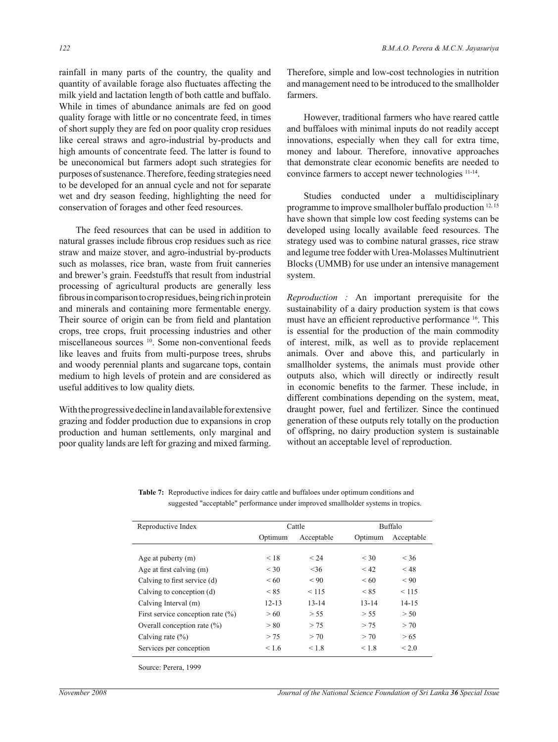rainfall in many parts of the country, the quality and quantity of available forage also fluctuates affecting the milk yield and lactation length of both cattle and buffalo. While in times of abundance animals are fed on good quality forage with little or no concentrate feed, in times of short supply they are fed on poor quality crop residues like cereal straws and agro-industrial by-products and high amounts of concentrate feed. The latter is found to be uneconomical but farmers adopt such strategies for purposes of sustenance. Therefore, feeding strategies need to be developed for an annual cycle and not for separate wet and dry season feeding, highlighting the need for conservation of forages and other feed resources.

The feed resources that can be used in addition to natural grasses include fibrous crop residues such as rice straw and maize stover, and agro-industrial by-products such as molasses, rice bran, waste from fruit canneries and brewer's grain. Feedstuffs that result from industrial processing of agricultural products are generally less fibrous in comparison to crop residues, being rich in protein and minerals and containing more fermentable energy. Their source of origin can be from field and plantation crops, tree crops, fruit processing industries and other miscellaneous sources [10]. Some non-conventional feeds like leaves and fruits from multi-purpose trees, shrubs and woody perennial plants and sugarcane tops, contain medium to high levels of protein and are considered as useful additives to low quality diets.

With the progressive decline in land available for extensive grazing and fodder production due to expansions in crop production and human settlements, only marginal and poor quality lands are left for grazing and mixed farming. Therefore, simple and low-cost technologies in nutrition and management need to be introduced to the smallholder farmers.

However, traditional farmers who have reared cattle and buffaloes with minimal inputs do not readily accept innovations, especially when they call for extra time, money and labour. Therefore, innovative approaches that demonstrate clear economic benefits are needed to convince farmers to accept newer technologies [11-14].

Studies conducted under a multidisciplinary programme to improve smallholer buffalo production [12, 15] have shown that simple low cost feeding systems can be developed using locally available feed resources. The strategy used was to combine natural grasses, rice straw and legume tree fodder with Urea-Molasses Multinutrient Blocks (UMMB) for use under an intensive management system.

*Reproduction :* An important prerequisite for the sustainability of a dairy production system is that cows must have an efficient reproductive performance [16]. This is essential for the production of the main commodity of interest, milk, as well as to provide replacement animals. Over and above this, and particularly in smallholder systems, the animals must provide other outputs also, which will directly or indirectly result in economic benefits to the farmer. These include, in different combinations depending on the system, meat, draught power, fuel and fertilizer. Since the continued generation of these outputs rely totally on the production of offspring, no dairy production system is sustainable without an acceptable level of reproduction.

**Table 7:** Reproductive indices for dairy cattle and buffaloes under optimum conditions and suggested "acceptable" performance under improved smallholder systems in tropics.

| Reproductive Index | Cattle | | Buffalo | |
|---|---|---|---|---|
| | Optimum | Acceptable | Optimum | Acceptable |
| Age at puberty (m) | < 18 | < 24 | < 30 | < 36 |
| Age at first calving (m) | < 30 | <36 | < 42 | < 48 |
| Calving to first service (d) | < 60 | < 90 | < 60 | < 90 |
| Calving to conception (d) | < 85 | < 115 | < 85 | < 115 |
| Calving Interval (m) | 12-13 | 13-14 | 13-14 | 14-15 |
| First service conception rate (%) | > 60 | > 55 | > 55 | > 50 |
| Overall conception rate (%) | > 80 | > 75 | > 75 | > 70 |
| Calving rate (%) | > 75 | > 70 | > 70 | > 65 |
| Services per conception | < 1.6 | < 1.8 | < 1.8 | < 2.0 |

Source: Perera, 1999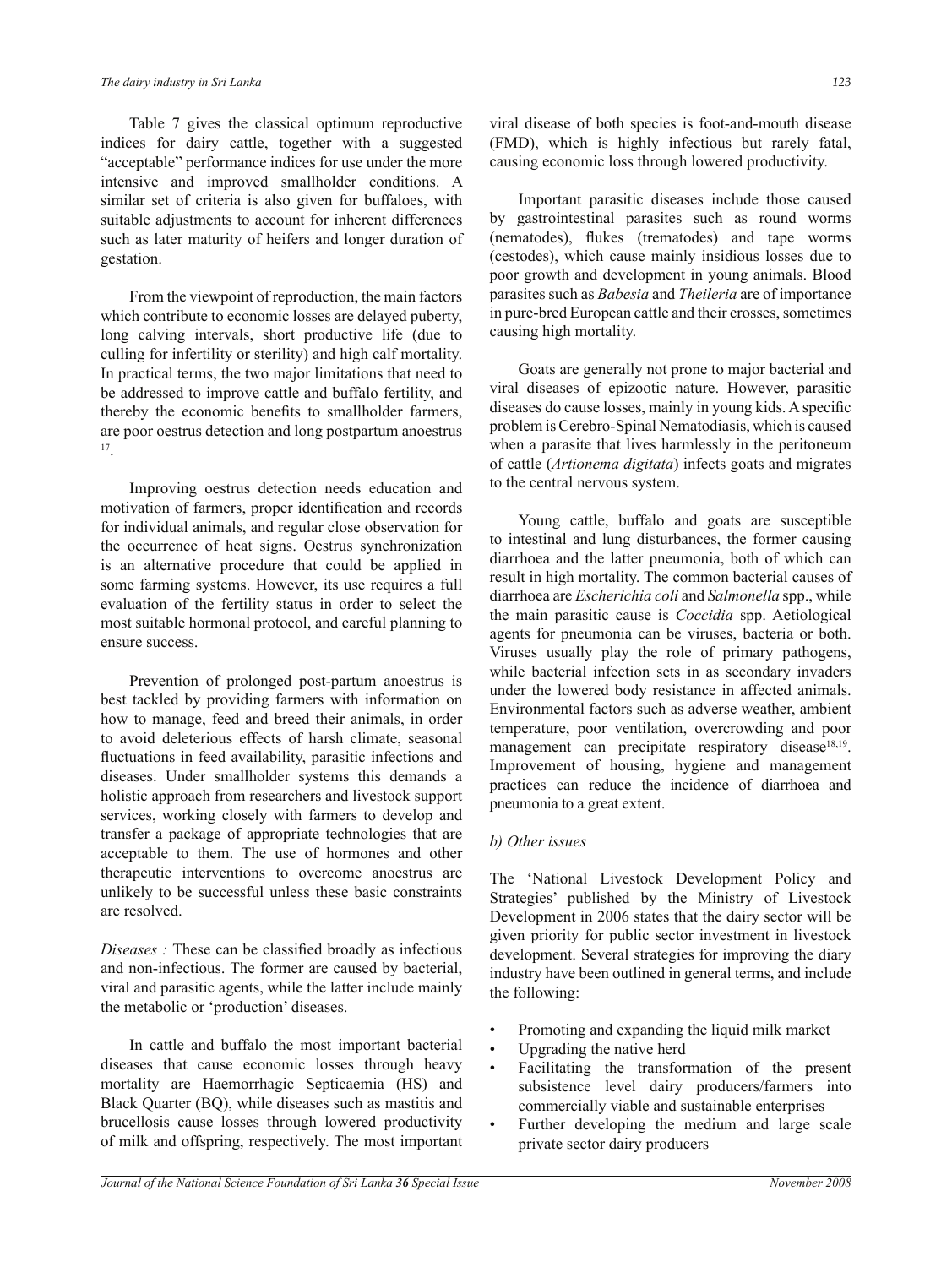Table 7 gives the classical optimum reproductive indices for dairy cattle, together with a suggested "acceptable" performance indices for use under the more intensive and improved smallholder conditions. A similar set of criteria is also given for buffaloes, with suitable adjustments to account for inherent differences such as later maturity of heifers and longer duration of gestation.

From the viewpoint of reproduction, the main factors which contribute to economic losses are delayed puberty, long calving intervals, short productive life (due to culling for infertility or sterility) and high calf mortality. In practical terms, the two major limitations that need to be addressed to improve cattle and buffalo fertility, and thereby the economic benefits to smallholder farmers, are poor oestrus detection and long postpartum anoestrus [17].

Improving oestrus detection needs education and motivation of farmers, proper identification and records for individual animals, and regular close observation for the occurrence of heat signs. Oestrus synchronization is an alternative procedure that could be applied in some farming systems. However, its use requires a full evaluation of the fertility status in order to select the most suitable hormonal protocol, and careful planning to ensure success.

Prevention of prolonged post-partum anoestrus is best tackled by providing farmers with information on how to manage, feed and breed their animals, in order to avoid deleterious effects of harsh climate, seasonal fluctuations in feed availability, parasitic infections and diseases. Under smallholder systems this demands a holistic approach from researchers and livestock support services, working closely with farmers to develop and transfer a package of appropriate technologies that are acceptable to them. The use of hormones and other therapeutic interventions to overcome anoestrus are unlikely to be successful unless these basic constraints are resolved.

*Diseases :* These can be classified broadly as infectious and non-infectious. The former are caused by bacterial, viral and parasitic agents, while the latter include mainly the metabolic or 'production' diseases.

In cattle and buffalo the most important bacterial diseases that cause economic losses through heavy mortality are Haemorrhagic Septicaemia (HS) and Black Quarter (BQ), while diseases such as mastitis and brucellosis cause losses through lowered productivity of milk and offspring, respectively. The most important viral disease of both species is foot-and-mouth disease (FMD), which is highly infectious but rarely fatal, causing economic loss through lowered productivity.

Important parasitic diseases include those caused by gastrointestinal parasites such as round worms (nematodes), flukes (trematodes) and tape worms (cestodes), which cause mainly insidious losses due to poor growth and development in young animals. Blood parasites such as *Babesia* and *Theileria* are of importance in pure-bred European cattle and their crosses, sometimes causing high mortality.

Goats are generally not prone to major bacterial and viral diseases of epizootic nature. However, parasitic diseases do cause losses, mainly in young kids. A specific problem is Cerebro-Spinal Nematodiasis, which is caused when a parasite that lives harmlessly in the peritoneum of cattle (*Artionema digitata*) infects goats and migrates to the central nervous system.

Young cattle, buffalo and goats are susceptible to intestinal and lung disturbances, the former causing diarrhoea and the latter pneumonia, both of which can result in high mortality. The common bacterial causes of diarrhoea are *Escherichia coli* and *Salmonella* spp., while the main parasitic cause is *Coccidia* spp. Aetiological agents for pneumonia can be viruses, bacteria or both. Viruses usually play the role of primary pathogens, while bacterial infection sets in as secondary invaders under the lowered body resistance in affected animals. Environmental factors such as adverse weather, ambient temperature, poor ventilation, overcrowding and poor management can precipitate respiratory disease[18,19]. Improvement of housing, hygiene and management practices can reduce the incidence of diarrhoea and pneumonia to a great extent.

*b) Other issues*

The 'National Livestock Development Policy and Strategies' published by the Ministry of Livestock Development in 2006 states that the dairy sector will be given priority for public sector investment in livestock development. Several strategies for improving the diary industry have been outlined in general terms, and include the following:

- Promoting and expanding the liquid milk market
- Upgrading the native herd
- Facilitating the transformation of the present subsistence level dairy producers/farmers into commercially viable and sustainable enterprises
- Further developing the medium and large scale private sector dairy producers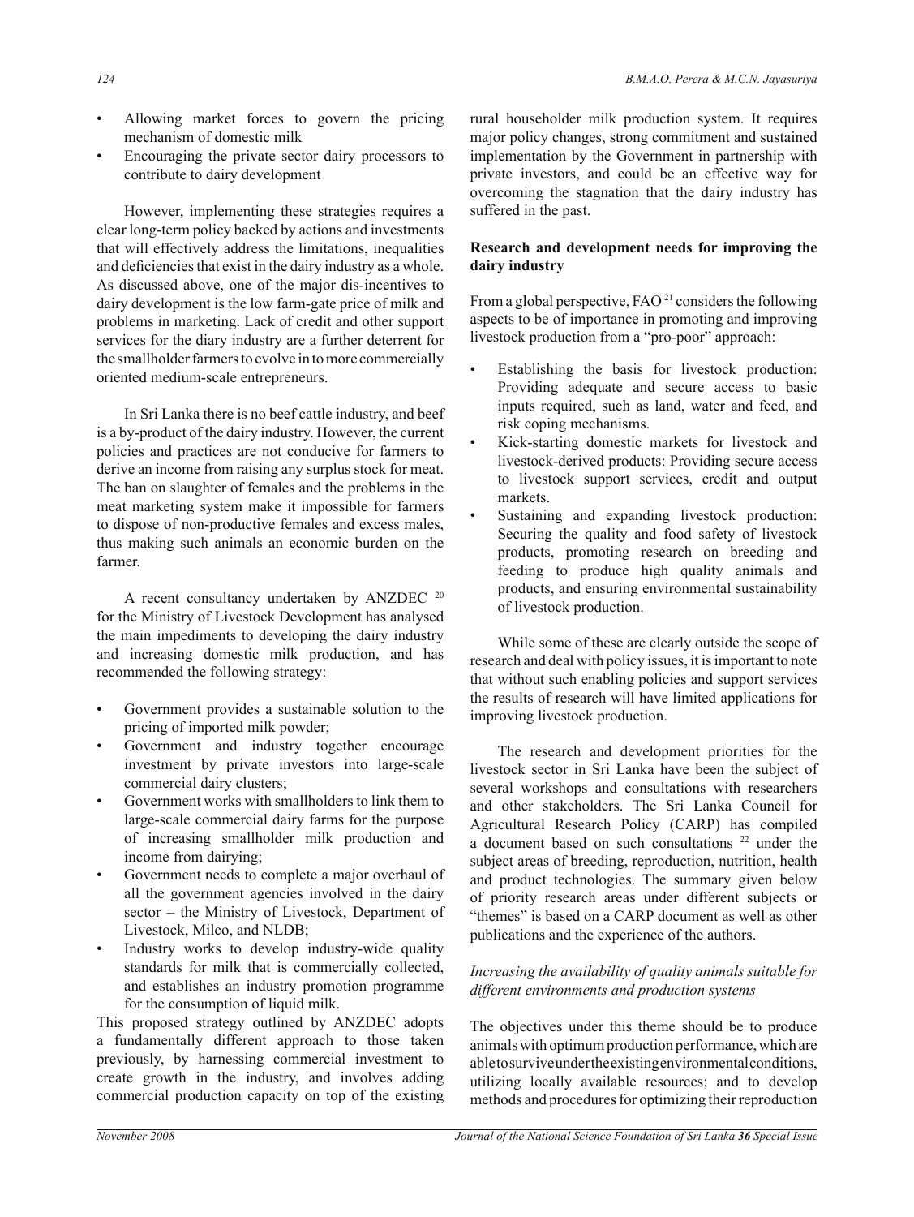- Allowing market forces to govern the pricing mechanism of domestic milk
- Encouraging the private sector dairy processors to contribute to dairy development

However, implementing these strategies requires a clear long-term policy backed by actions and investments that will effectively address the limitations, inequalities and deficiencies that exist in the dairy industry as a whole. As discussed above, one of the major dis-incentives to dairy development is the low farm-gate price of milk and problems in marketing. Lack of credit and other support services for the diary industry are a further deterrent for the smallholder farmers to evolve in to more commercially oriented medium-scale entrepreneurs.

In Sri Lanka there is no beef cattle industry, and beef is a by-product of the dairy industry. However, the current policies and practices are not conducive for farmers to derive an income from raising any surplus stock for meat. The ban on slaughter of females and the problems in the meat marketing system make it impossible for farmers to dispose of non-productive females and excess males, thus making such animals an economic burden on the farmer.

A recent consultancy undertaken by ANZDEC [20] for the Ministry of Livestock Development has analysed the main impediments to developing the dairy industry and increasing domestic milk production, and has recommended the following strategy:

- Government provides a sustainable solution to the pricing of imported milk powder;
- Government and industry together encourage investment by private investors into large-scale commercial dairy clusters;
- Government works with smallholders to link them to large-scale commercial dairy farms for the purpose of increasing smallholder milk production and income from dairying;
- Government needs to complete a major overhaul of all the government agencies involved in the dairy sector – the Ministry of Livestock, Department of Livestock, Milco, and NLDB;
- Industry works to develop industry-wide quality standards for milk that is commercially collected, and establishes an industry promotion programme for the consumption of liquid milk.

This proposed strategy outlined by ANZDEC adopts a fundamentally different approach to those taken previously, by harnessing commercial investment to create growth in the industry, and involves adding commercial production capacity on top of the existing rural householder milk production system. It requires major policy changes, strong commitment and sustained implementation by the Government in partnership with private investors, and could be an effective way for overcoming the stagnation that the dairy industry has suffered in the past.

**Research and development needs for improving the dairy industry**

From a global perspective, FAO [21] considers the following aspects to be of importance in promoting and improving livestock production from a "pro-poor" approach:

- Establishing the basis for livestock production: Providing adequate and secure access to basic inputs required, such as land, water and feed, and risk coping mechanisms.
- Kick-starting domestic markets for livestock and livestock-derived products: Providing secure access to livestock support services, credit and output markets.
- Sustaining and expanding livestock production: Securing the quality and food safety of livestock products, promoting research on breeding and feeding to produce high quality animals and products, and ensuring environmental sustainability of livestock production.

While some of these are clearly outside the scope of research and deal with policy issues, it is important to note that without such enabling policies and support services the results of research will have limited applications for improving livestock production.

The research and development priorities for the livestock sector in Sri Lanka have been the subject of several workshops and consultations with researchers and other stakeholders. The Sri Lanka Council for Agricultural Research Policy (CARP) has compiled a document based on such consultations [22] under the subject areas of breeding, reproduction, nutrition, health and product technologies. The summary given below of priority research areas under different subjects or "themes" is based on a CARP document as well as other publications and the experience of the authors.

*Increasing the availability of quality animals suitable for different environments and production systems*

The objectives under this theme should be to produce animals with optimum production performance, which are able to survive under the existing environmental conditions, utilizing locally available resources; and to develop methods and procedures for optimizing their reproduction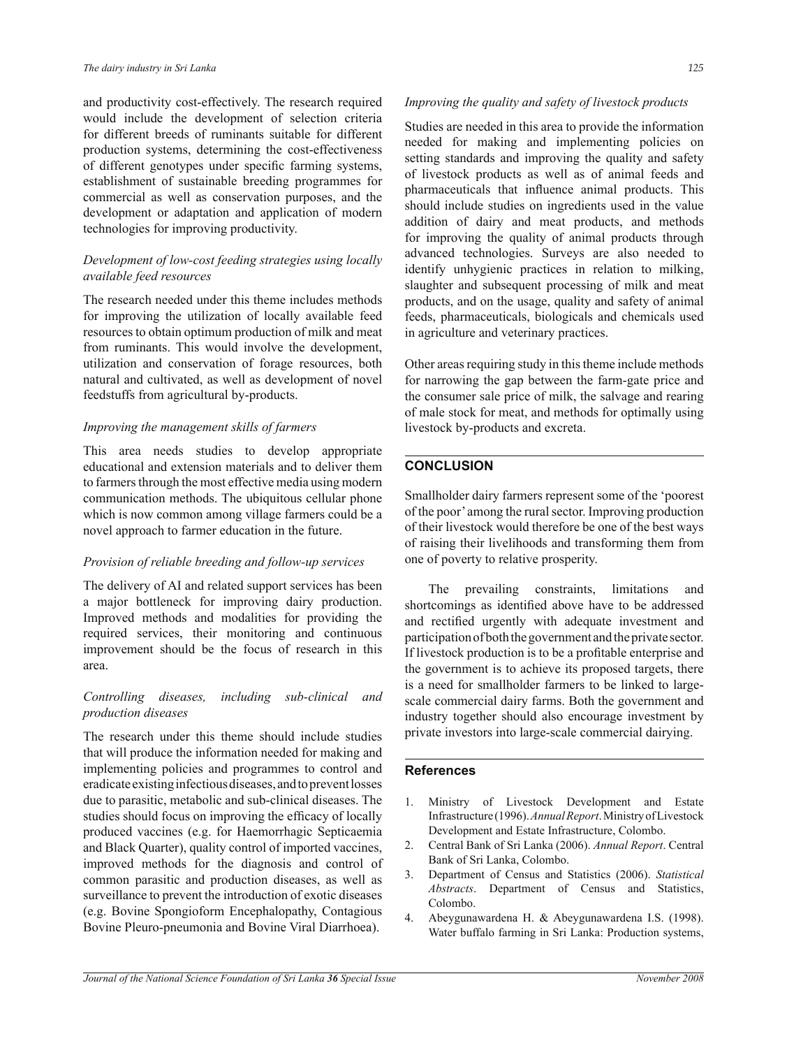and productivity cost-effectively. The research required would include the development of selection criteria for different breeds of ruminants suitable for different production systems, determining the cost-effectiveness of different genotypes under specific farming systems, establishment of sustainable breeding programmes for commercial as well as conservation purposes, and the development or adaptation and application of modern technologies for improving productivity.

*Development of low-cost feeding strategies using locally available feed resources*

The research needed under this theme includes methods for improving the utilization of locally available feed resources to obtain optimum production of milk and meat from ruminants. This would involve the development, utilization and conservation of forage resources, both natural and cultivated, as well as development of novel feedstuffs from agricultural by-products.

*Improving the management skills of farmers*

This area needs studies to develop appropriate educational and extension materials and to deliver them to farmers through the most effective media using modern communication methods. The ubiquitous cellular phone which is now common among village farmers could be a novel approach to farmer education in the future.

*Provision of reliable breeding and follow-up services*

The delivery of AI and related support services has been a major bottleneck for improving dairy production. Improved methods and modalities for providing the required services, their monitoring and continuous improvement should be the focus of research in this area.

*Controlling diseases, including sub-clinical and production diseases*

The research under this theme should include studies that will produce the information needed for making and implementing policies and programmes to control and eradicate existing infectious diseases, and to prevent losses due to parasitic, metabolic and sub-clinical diseases. The studies should focus on improving the efficacy of locally produced vaccines (e.g. for Haemorrhagic Septicaemia and Black Quarter), quality control of imported vaccines, improved methods for the diagnosis and control of common parasitic and production diseases, as well as surveillance to prevent the introduction of exotic diseases (e.g. Bovine Spongioform Encephalopathy, Contagious Bovine Pleuro-pneumonia and Bovine Viral Diarrhoea).

*Improving the quality and safety of livestock products*

Studies are needed in this area to provide the information needed for making and implementing policies on setting standards and improving the quality and safety of livestock products as well as of animal feeds and pharmaceuticals that influence animal products. This should include studies on ingredients used in the value addition of dairy and meat products, and methods for improving the quality of animal products through advanced technologies. Surveys are also needed to identify unhygienic practices in relation to milking, slaughter and subsequent processing of milk and meat products, and on the usage, quality and safety of animal feeds, pharmaceuticals, biologicals and chemicals used in agriculture and veterinary practices.

Other areas requiring study in this theme include methods for narrowing the gap between the farm-gate price and the consumer sale price of milk, the salvage and rearing of male stock for meat, and methods for optimally using livestock by-products and excreta.

## CONCLUSION

Smallholder dairy farmers represent some of the 'poorest of the poor' among the rural sector. Improving production of their livestock would therefore be one of the best ways of raising their livelihoods and transforming them from one of poverty to relative prosperity.

The prevailing constraints, limitations and shortcomings as identified above have to be addressed and rectified urgently with adequate investment and participation of both the government and the private sector. If livestock production is to be a profitable enterprise and the government is to achieve its proposed targets, there is a need for smallholder farmers to be linked to large-scale commercial dairy farms. Both the government and industry together should also encourage investment by private investors into large-scale commercial dairying.

## References

1. Ministry of Livestock Development and Estate Infrastructure (1996). *Annual Report*. Ministry of Livestock Development and Estate Infrastructure, Colombo.
2. Central Bank of Sri Lanka (2006). *Annual Report*. Central Bank of Sri Lanka, Colombo.
3. Department of Census and Statistics (2006). *Statistical Abstracts*. Department of Census and Statistics, Colombo.
4. Abeygunawardena H. & Abeygunawardena I.S. (1998). Water buffalo farming in Sri Lanka: Production systems,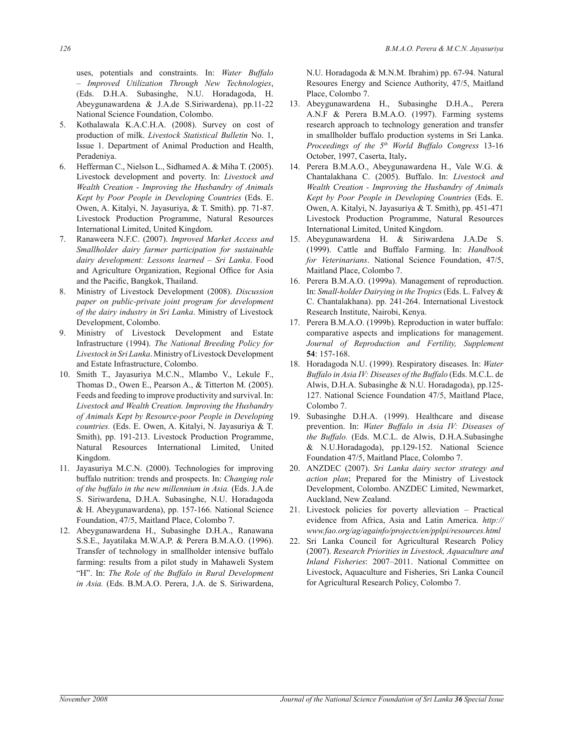uses, potentials and constraints. In: *Water Buffalo – Improved Utilization Through New Technologies*, (Eds. D.H.A. Subasinghe, N.U. Horadagoda, H. Abeygunawardena & J.A.de S.Siriwardena), pp.11-22 National Science Foundation, Colombo.

5. Kothalawala K.A.C.H.A. (2008). Survey on cost of production of milk. *Livestock Statistical Bulletin* No. 1, Issue 1. Department of Animal Production and Health, Peradeniya.
6. Hefferman C., Nielson L., Sidhamed A. & Miha T. (2005). Livestock development and poverty. In: *Livestock and Wealth Creation - Improving the Husbandry of Animals Kept by Poor People in Developing Countries* (Eds. E. Owen, A. Kitalyi, N. Jayasuriya, & T. Smith). pp. 71-87. Livestock Production Programme, Natural Resources International Limited, United Kingdom.
7. Ranaweera N.F.C. (2007). *Improved Market Access and Smallholder dairy farmer participation for sustainable dairy development: Lessons learned – Sri Lanka*. Food and Agriculture Organization, Regional Office for Asia and the Pacific, Bangkok, Thailand.
8. Ministry of Livestock Development (2008). *Discussion paper on public-private joint program for development of the dairy industry in Sri Lanka*. Ministry of Livestock Development, Colombo.
9. Ministry of Livestock Development and Estate Infrastructure (1994). *The National Breeding Policy for Livestock in Sri Lanka*. Ministry of Livestock Development and Estate Infrastructure, Colombo.
10. Smith T., Jayasuriya M.C.N., Mlambo V., Lekule F., Thomas D., Owen E., Pearson A., & Titterton M. (2005). Feeds and feeding to improve productivity and survival. In: *Livestock and Wealth Creation. Improving the Husbandry of Animals Kept by Resource-poor People in Developing countries.* (Eds. E. Owen, A. Kitalyi, N. Jayasuriya & T. Smith), pp. 191-213. Livestock Production Programme, Natural Resources International Limited, United Kingdom.
11. Jayasuriya M.C.N. (2000). Technologies for improving buffalo nutrition: trends and prospects. In: *Changing role of the buffalo in the new millennium in Asia.* (Eds. J.A.de S. Siriwardena, D.H.A. Subasinghe, N.U. Horadagoda & H. Abeygunawardena), pp. 157-166. National Science Foundation, 47/5, Maitland Place, Colombo 7.
12. Abeygunawardena H., Subasinghe D.H.A., Ranawana S.S.E., Jayatilaka M.W.A.P. & Perera B.M.A.O. (1996). Transfer of technology in smallholder intensive buffalo farming: results from a pilot study in Mahaweli System "H". In: *The Role of the Buffalo in Rural Development in Asia.* (Eds. B.M.A.O. Perera, J.A. de S. Siriwardena, N.U. Horadagoda & M.N.M. Ibrahim) pp. 67-94. Natural Resoures Energy and Science Authority, 47/5, Maitland Place, Colombo 7.
13. Abeygunawardena H., Subasinghe D.H.A., Perera A.N.F & Perera B.M.A.O. (1997). Farming systems research approach to technology generation and transfer in smallholder buffalo production systems in Sri Lanka. *Proceedings of the 5th World Buffalo Congress* 13-16 October, 1997, Caserta, Italy**.**
14. Perera B.M.A.O., Abeygunawardena H., Vale W.G. & Chantalakhana C. (2005). Buffalo. In: *Livestock and Wealth Creation - Improving the Husbandry of Animals Kept by Poor People in Developing Countries* (Eds. E. Owen, A. Kitalyi, N. Jayasuriya & T. Smith), pp. 451-471 Livestock Production Programme, Natural Resources International Limited, United Kingdom.
15. Abeygunawardena H. & Siriwardena J.A.De S. (1999). Cattle and Buffalo Farming. In: *Handbook for Veterinarians*. National Science Foundation, 47/5, Maitland Place, Colombo 7.
16. Perera B.M.A.O. (1999a). Management of reproduction. In: *Small-holder Dairying in the Tropics* (Eds. L. Falvey & C. Chantalakhana). pp. 241-264. International Livestock Research Institute, Nairobi, Kenya.
17. Perera B.M.A.O. (1999b). Reproduction in water buffalo: comparative aspects and implications for management. *Journal of Reproduction and Fertility, Supplement* **54**: 157-168.
18. Horadagoda N.U. (1999). Respiratory diseases. In: *Water Buffalo in Asia IV: Diseases of the Buffalo* (Eds. M.C.L. de Alwis, D.H.A. Subasinghe & N.U. Horadagoda), pp.125-127. National Science Foundation 47/5, Maitland Place, Colombo 7.
19. Subasinghe D.H.A. (1999). Healthcare and disease prevention. In: *Water Buffalo in Asia IV: Diseases of the Buffalo.* (Eds. M.C.L. de Alwis, D.H.A.Subasinghe & N.U.Horadagoda), pp.129-152. National Science Foundation 47/5, Maitland Place, Colombo 7.
20. ANZDEC (2007). *Sri Lanka dairy sector strategy and action plan*; Prepared for the Ministry of Livestock Development, Colombo. ANZDEC Limited, Newmarket, Auckland, New Zealand.
21. Livestock policies for poverty alleviation – Practical evidence from Africa, Asia and Latin America. *http://www.fao.org/ag/againfo/projects/en/pplpi/resources.html*
22. Sri Lanka Council for Agricultural Research Policy (2007). *Research Priorities in Livestock, Aquaculture and Inland Fisheries*: 2007–2011. National Committee on Livestock, Aquaculture and Fisheries, Sri Lanka Council for Agricultural Research Policy, Colombo 7.